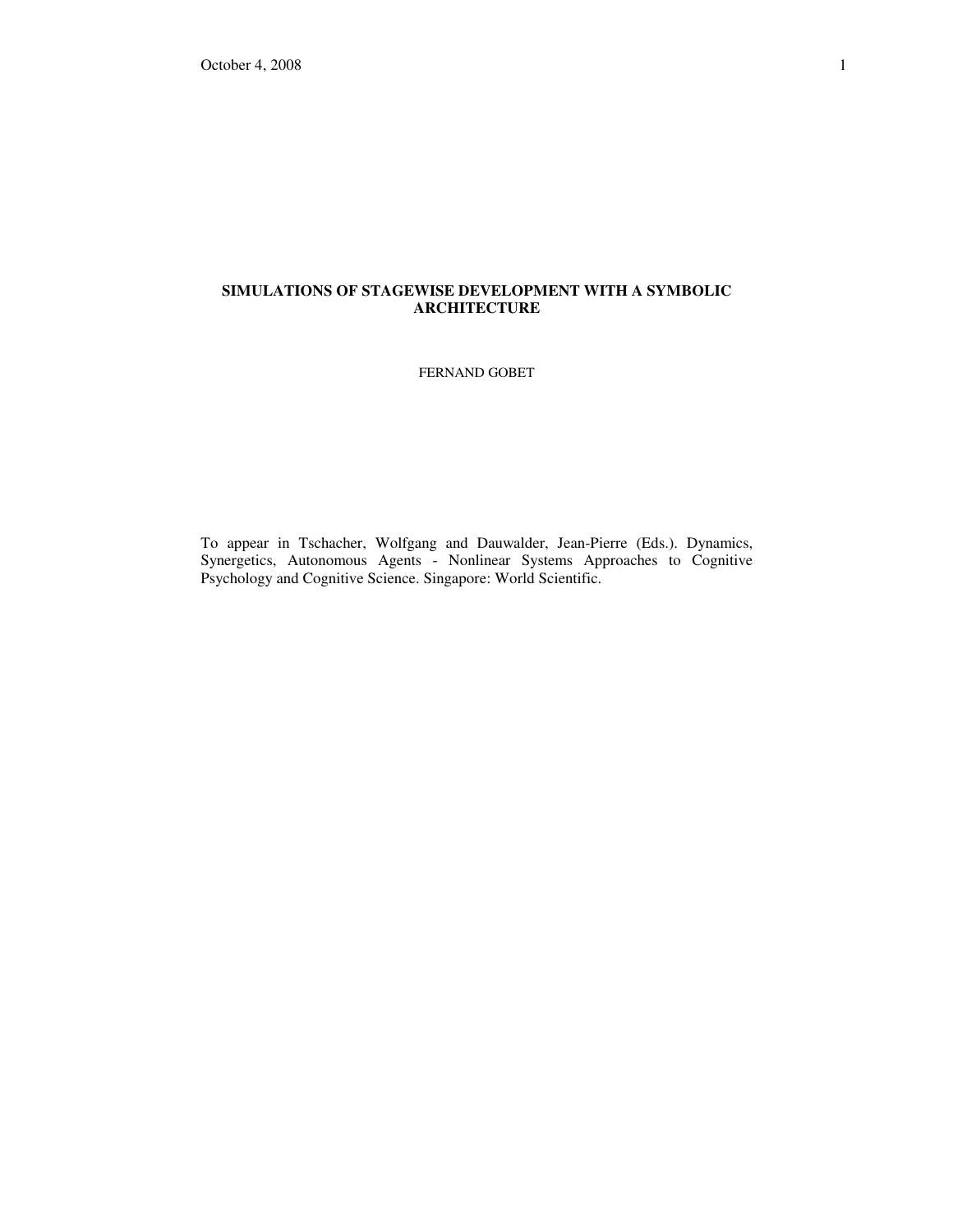# SIMULATIONS OF STAGEWISE DEVELOPMENT WITH A SYMBOLIC ARCHITECTURE

FERNAND GOBET

To appear in Tschacher, Wolfgang and Dauwalder, Jean-Pierre (Eds.). Dynamics, Synergetics, Autonomous Agents - Nonlinear Systems Approaches to Cognitive Psychology and Cognitive Science. Singapore: World Scientific.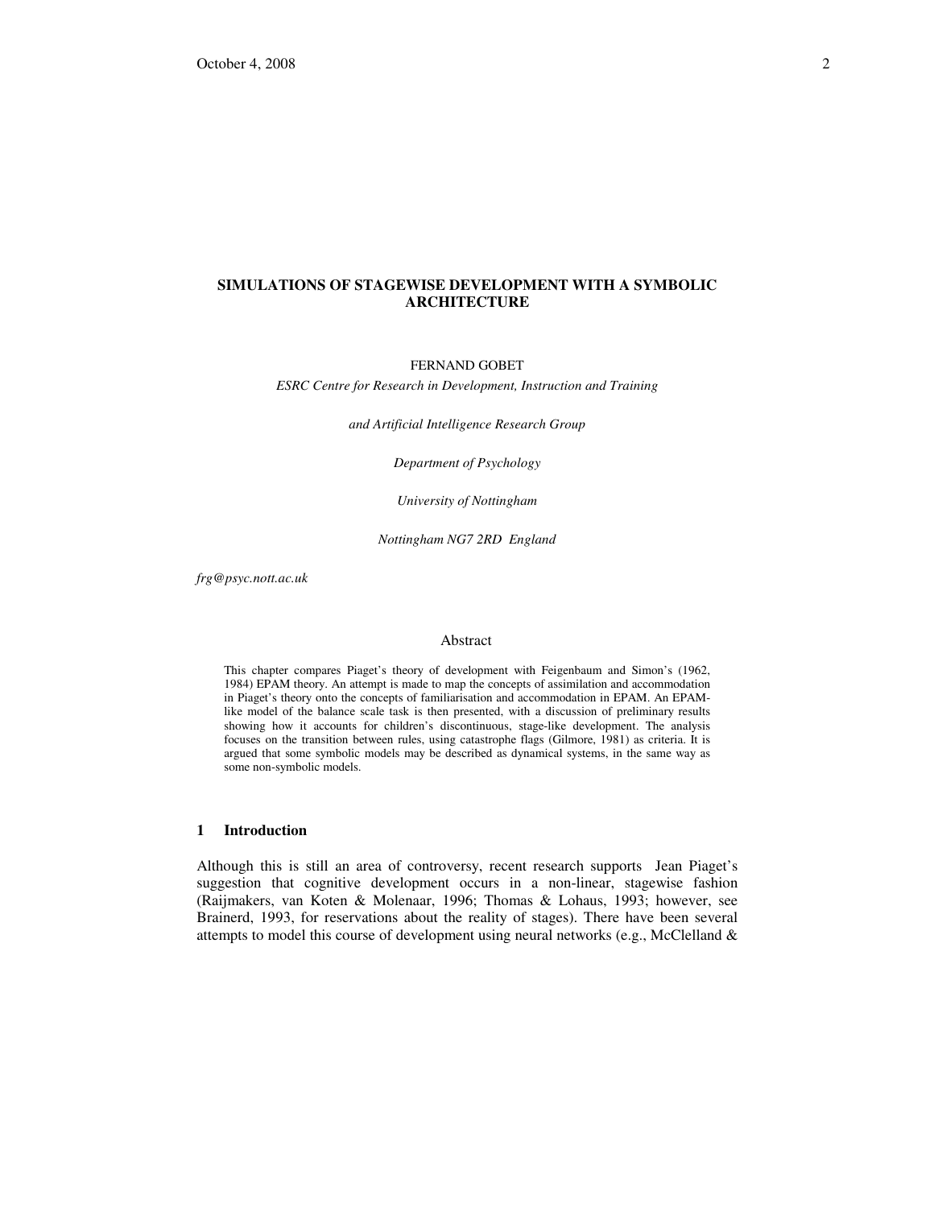# SIMULATIONS OF STAGEWISE DEVELOPMENT WITH A SYMBOLIC ARCHITECTURE

FERNAND GOBET

*ESRC Centre for Research in Development, Instruction and Training*

*and Artificial Intelligence Research Group*

*Department of Psychology*

*University of Nottingham*

*Nottingham NG7 2RD England*

*frg@psyc.nott.ac.uk*

## Abstract

This chapter compares Piaget's theory of development with Feigenbaum and Simon's (1962, 1984) EPAM theory. An attempt is made to map the concepts of assimilation and accommodation in Piaget's theory onto the concepts of familiarisation and accommodation in EPAM. An EPAM-like model of the balance scale task is then presented, with a discussion of preliminary results showing how it accounts for children's discontinuous, stage-like development. The analysis focuses on the transition between rules, using catastrophe flags (Gilmore, 1981) as criteria. It is argued that some symbolic models may be described as dynamical systems, in the same way as some non-symbolic models.

## 1 Introduction

Although this is still an area of controversy, recent research supports Jean Piaget's suggestion that cognitive development occurs in a non-linear, stagewise fashion (Raijmakers, van Koten & Molenaar, 1996; Thomas & Lohaus, 1993; however, see Brainerd, 1993, for reservations about the reality of stages). There have been several attempts to model this course of development using neural networks (e.g., McClelland &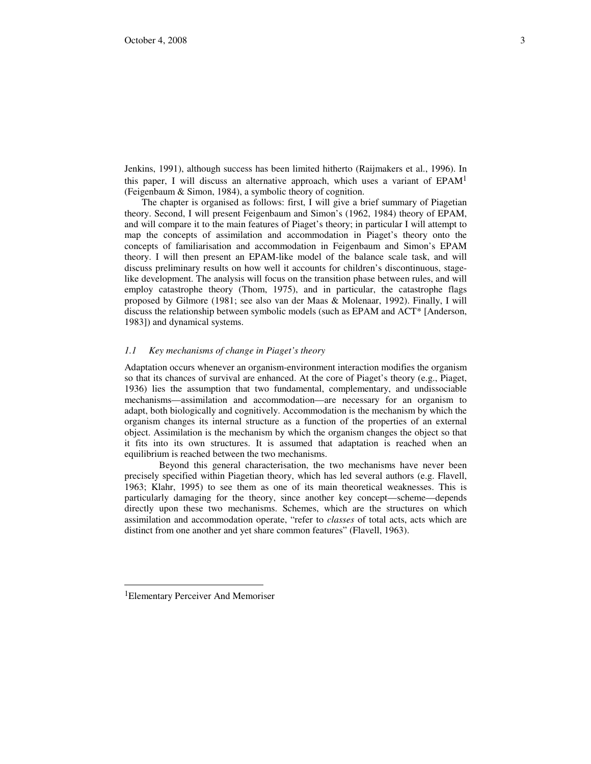Jenkins, 1991), although success has been limited hitherto (Raijmakers et al., 1996). In this paper, I will discuss an alternative approach, which uses a variant of EPAM[1] (Feigenbaum & Simon, 1984), a symbolic theory of cognition.

The chapter is organised as follows: first, I will give a brief summary of Piagetian theory. Second, I will present Feigenbaum and Simon's (1962, 1984) theory of EPAM, and will compare it to the main features of Piaget's theory; in particular I will attempt to map the concepts of assimilation and accommodation in Piaget's theory onto the concepts of familiarisation and accommodation in Feigenbaum and Simon's EPAM theory. I will then present an EPAM-like model of the balance scale task, and will discuss preliminary results on how well it accounts for children's discontinuous, stage-like development. The analysis will focus on the transition phase between rules, and will employ catastrophe theory (Thom, 1975), and in particular, the catastrophe flags proposed by Gilmore (1981; see also van der Maas & Molenaar, 1992). Finally, I will discuss the relationship between symbolic models (such as EPAM and ACT* [Anderson, 1983]) and dynamical systems.

### *1.1 Key mechanisms of change in Piaget's theory*

Adaptation occurs whenever an organism-environment interaction modifies the organism so that its chances of survival are enhanced. At the core of Piaget's theory (e.g., Piaget, 1936) lies the assumption that two fundamental, complementary, and undissociable mechanisms—assimilation and accommodation—are necessary for an organism to adapt, both biologically and cognitively. Accommodation is the mechanism by which the organism changes its internal structure as a function of the properties of an external object. Assimilation is the mechanism by which the organism changes the object so that it fits into its own structures. It is assumed that adaptation is reached when an equilibrium is reached between the two mechanisms.

Beyond this general characterisation, the two mechanisms have never been precisely specified within Piagetian theory, which has led several authors (e.g. Flavell, 1963; Klahr, 1995) to see them as one of its main theoretical weaknesses. This is particularly damaging for the theory, since another key concept—scheme—depends directly upon these two mechanisms. Schemes, which are the structures on which assimilation and accommodation operate, "refer to *classes* of total acts, acts which are distinct from one another and yet share common features" (Flavell, 1963).

---

[1]Elementary Perceiver And Memoriser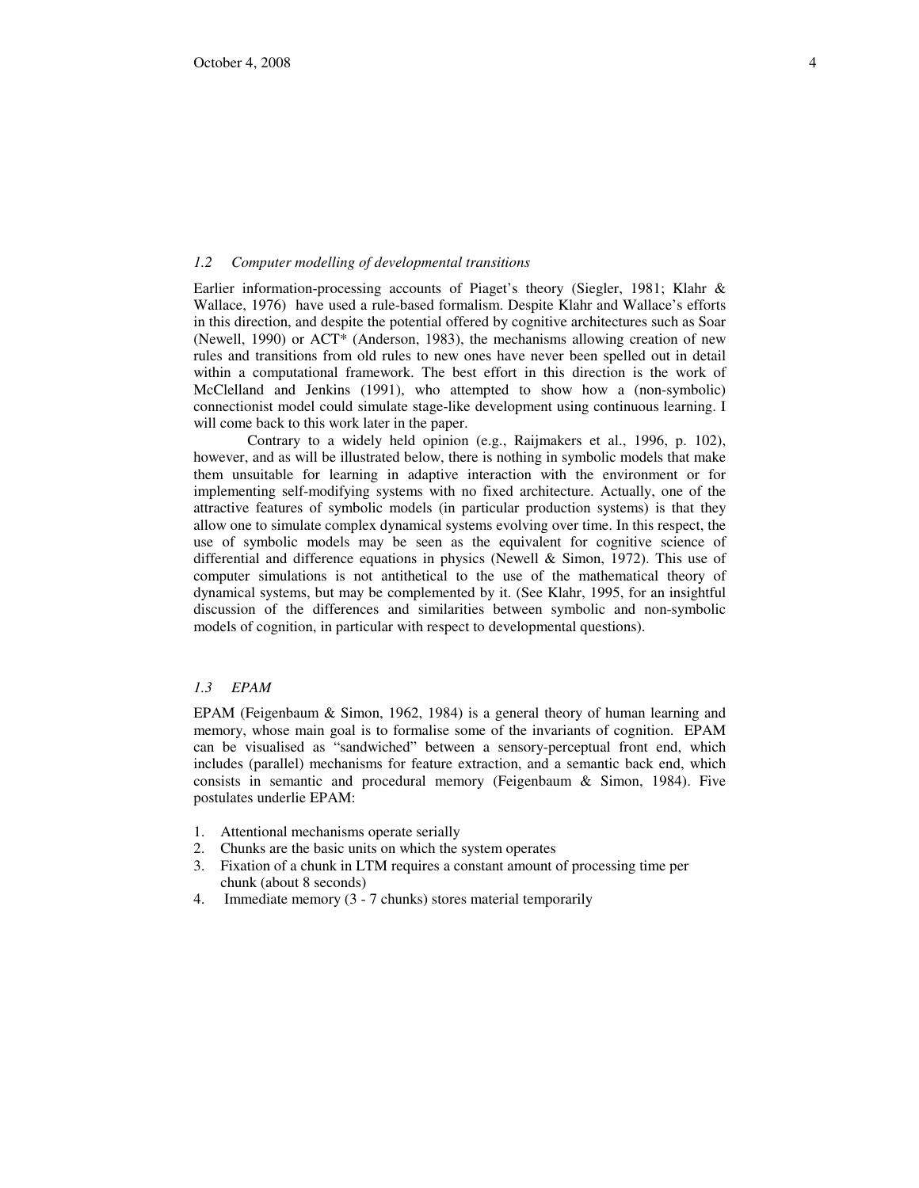### *1.2 Computer modelling of developmental transitions*

Earlier information-processing accounts of Piaget's theory (Siegler, 1981; Klahr & Wallace, 1976) have used a rule-based formalism. Despite Klahr and Wallace's efforts in this direction, and despite the potential offered by cognitive architectures such as Soar (Newell, 1990) or ACT* (Anderson, 1983), the mechanisms allowing creation of new rules and transitions from old rules to new ones have never been spelled out in detail within a computational framework. The best effort in this direction is the work of McClelland and Jenkins (1991), who attempted to show how a (non-symbolic) connectionist model could simulate stage-like development using continuous learning. I will come back to this work later in the paper.

Contrary to a widely held opinion (e.g., Raijmakers et al., 1996, p. 102), however, and as will be illustrated below, there is nothing in symbolic models that make them unsuitable for learning in adaptive interaction with the environment or for implementing self-modifying systems with no fixed architecture. Actually, one of the attractive features of symbolic models (in particular production systems) is that they allow one to simulate complex dynamical systems evolving over time. In this respect, the use of symbolic models may be seen as the equivalent for cognitive science of differential and difference equations in physics (Newell & Simon, 1972). This use of computer simulations is not antithetical to the use of the mathematical theory of dynamical systems, but may be complemented by it. (See Klahr, 1995, for an insightful discussion of the differences and similarities between symbolic and non-symbolic models of cognition, in particular with respect to developmental questions).

### *1.3 EPAM*

EPAM (Feigenbaum & Simon, 1962, 1984) is a general theory of human learning and memory, whose main goal is to formalise some of the invariants of cognition. EPAM can be visualised as "sandwiched" between a sensory-perceptual front end, which includes (parallel) mechanisms for feature extraction, and a semantic back end, which consists in semantic and procedural memory (Feigenbaum & Simon, 1984). Five postulates underlie EPAM:

1. Attentional mechanisms operate serially
2. Chunks are the basic units on which the system operates
3. Fixation of a chunk in LTM requires a constant amount of processing time per chunk (about 8 seconds)
4. Immediate memory (3 - 7 chunks) stores material temporarily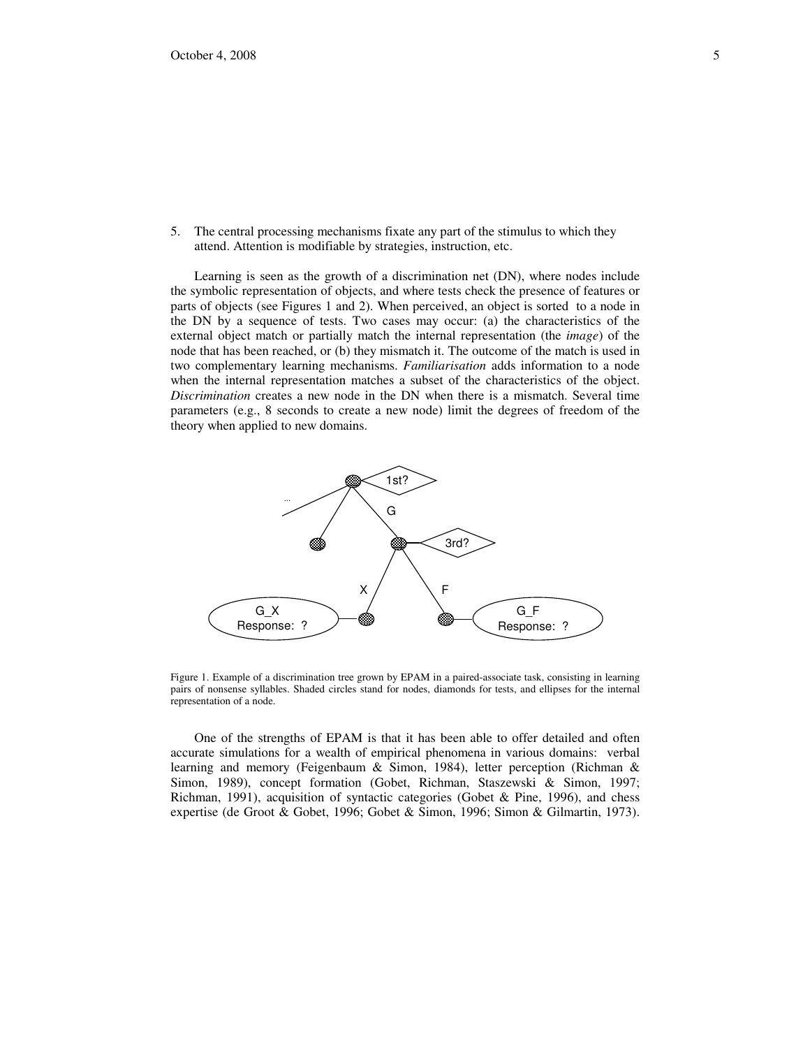5. The central processing mechanisms fixate any part of the stimulus to which they attend. Attention is modifiable by strategies, instruction, etc.

Learning is seen as the growth of a discrimination net (DN), where nodes include the symbolic representation of objects, and where tests check the presence of features or parts of objects (see Figures 1 and 2). When perceived, an object is sorted to a node in the DN by a sequence of tests. Two cases may occur: (a) the characteristics of the external object match or partially match the internal representation (the *image*) of the node that has been reached, or (b) they mismatch it. The outcome of the match is used in two complementary learning mechanisms. *Familiarisation* adds information to a node when the internal representation matches a subset of the characteristics of the object. *Discrimination* creates a new node in the DN when there is a mismatch. Several time parameters (e.g., 8 seconds to create a new node) limit the degrees of freedom of the theory when applied to new domains.

Figure 1. Example of a discrimination tree grown by EPAM in a paired-associate task, consisting in learning pairs of nonsense syllables. Shaded circles stand for nodes, diamonds for tests, and ellipses for the internal representation of a node.

One of the strengths of EPAM is that it has been able to offer detailed and often accurate simulations for a wealth of empirical phenomena in various domains: verbal learning and memory (Feigenbaum & Simon, 1984), letter perception (Richman & Simon, 1989), concept formation (Gobet, Richman, Staszewski & Simon, 1997; Richman, 1991), acquisition of syntactic categories (Gobet & Pine, 1996), and chess expertise (de Groot & Gobet, 1996; Gobet & Simon, 1996; Simon & Gilmartin, 1973).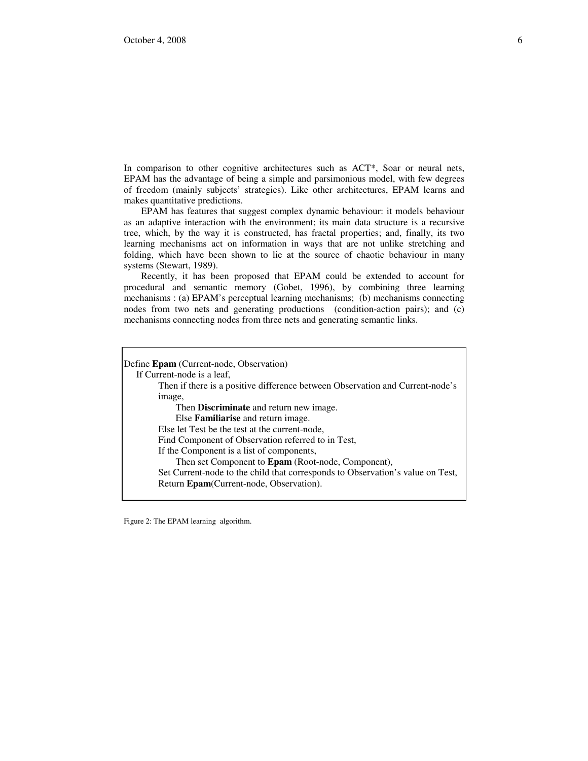In comparison to other cognitive architectures such as ACT*, Soar or neural nets, EPAM has the advantage of being a simple and parsimonious model, with few degrees of freedom (mainly subjects' strategies). Like other architectures, EPAM learns and makes quantitative predictions.

EPAM has features that suggest complex dynamic behaviour: it models behaviour as an adaptive interaction with the environment; its main data structure is a recursive tree, which, by the way it is constructed, has fractal properties; and, finally, its two learning mechanisms act on information in ways that are not unlike stretching and folding, which have been shown to lie at the source of chaotic behaviour in many systems (Stewart, 1989).

Recently, it has been proposed that EPAM could be extended to account for procedural and semantic memory (Gobet, 1996), by combining three learning mechanisms : (a) EPAM's perceptual learning mechanisms; (b) mechanisms connecting nodes from two nets and generating productions (condition-action pairs); and (c) mechanisms connecting nodes from three nets and generating semantic links.

```
Define Epam (Current-node, Observation)
  If Current-node is a leaf,
      Then if there is a positive difference between Observation and Current-node's
      image,
          Then Discriminate and return new image.
          Else Familiarise and return image.
      Else let Test be the test at the current-node,
      Find Component of Observation referred to in Test,
      If the Component is a list of components,
          Then set Component to Epam (Root-node, Component),
      Set Current-node to the child that corresponds to Observation's value on Test,
      Return Epam(Current-node, Observation).
```

Figure 2: The EPAM learning algorithm.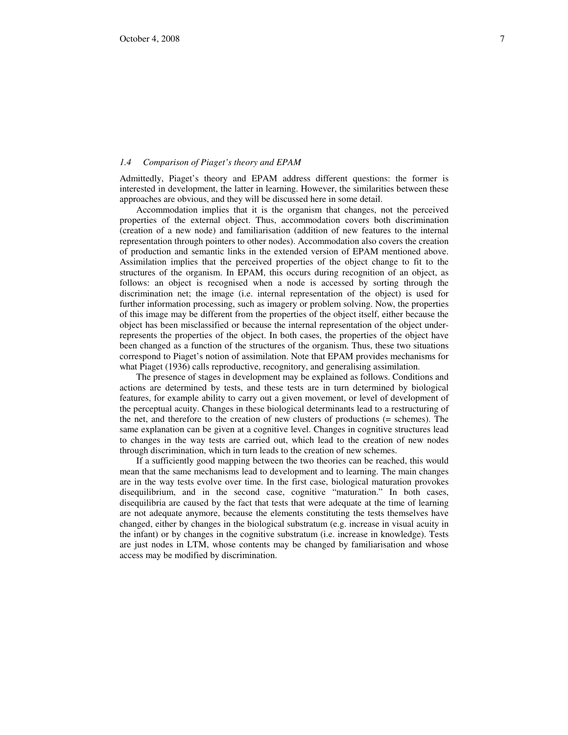### *1.4 Comparison of Piaget's theory and EPAM*

Admittedly, Piaget's theory and EPAM address different questions: the former is interested in development, the latter in learning. However, the similarities between these approaches are obvious, and they will be discussed here in some detail.

Accommodation implies that it is the organism that changes, not the perceived properties of the external object. Thus, accommodation covers both discrimination (creation of a new node) and familiarisation (addition of new features to the internal representation through pointers to other nodes). Accommodation also covers the creation of production and semantic links in the extended version of EPAM mentioned above. Assimilation implies that the perceived properties of the object change to fit to the structures of the organism. In EPAM, this occurs during recognition of an object, as follows: an object is recognised when a node is accessed by sorting through the discrimination net; the image (i.e. internal representation of the object) is used for further information processing, such as imagery or problem solving. Now, the properties of this image may be different from the properties of the object itself, either because the object has been misclassified or because the internal representation of the object under-represents the properties of the object. In both cases, the properties of the object have been changed as a function of the structures of the organism. Thus, these two situations correspond to Piaget's notion of assimilation. Note that EPAM provides mechanisms for what Piaget (1936) calls reproductive, recognitory, and generalising assimilation.

The presence of stages in development may be explained as follows. Conditions and actions are determined by tests, and these tests are in turn determined by biological features, for example ability to carry out a given movement, or level of development of the perceptual acuity. Changes in these biological determinants lead to a restructuring of the net, and therefore to the creation of new clusters of productions (= schemes). The same explanation can be given at a cognitive level. Changes in cognitive structures lead to changes in the way tests are carried out, which lead to the creation of new nodes through discrimination, which in turn leads to the creation of new schemes.

If a sufficiently good mapping between the two theories can be reached, this would mean that the same mechanisms lead to development and to learning. The main changes are in the way tests evolve over time. In the first case, biological maturation provokes disequilibrium, and in the second case, cognitive "maturation." In both cases, disequilibria are caused by the fact that tests that were adequate at the time of learning are not adequate anymore, because the elements constituting the tests themselves have changed, either by changes in the biological substratum (e.g. increase in visual acuity in the infant) or by changes in the cognitive substratum (i.e. increase in knowledge). Tests are just nodes in LTM, whose contents may be changed by familiarisation and whose access may be modified by discrimination.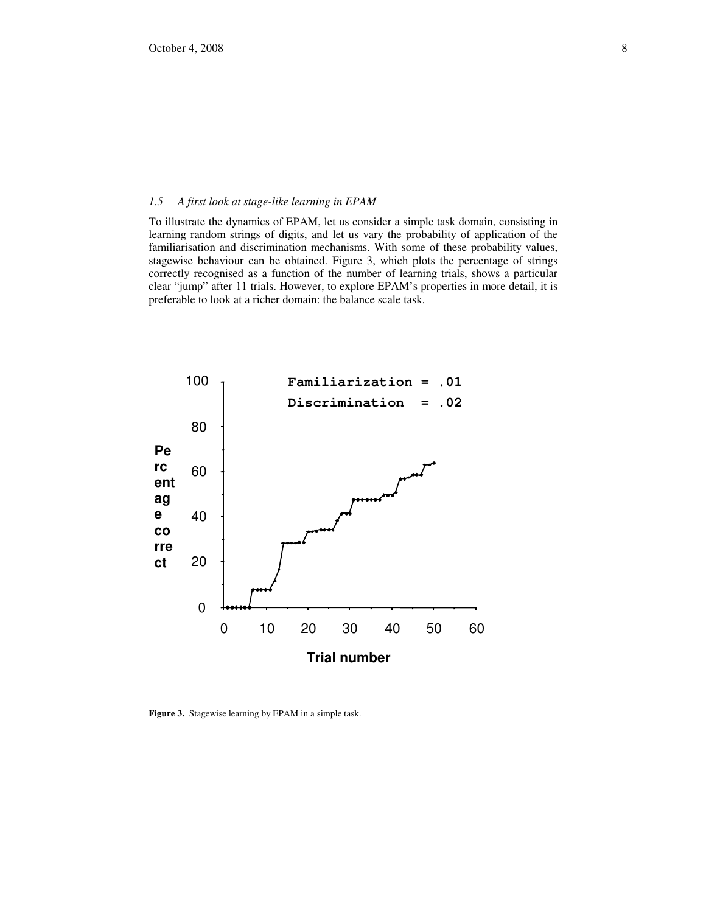### 1.5 A first look at stage-like learning in EPAM

To illustrate the dynamics of EPAM, let us consider a simple task domain, consisting in learning random strings of digits, and let us vary the probability of application of the familiarisation and discrimination mechanisms. With some of these probability values, stagewise behaviour can be obtained. Figure 3, which plots the percentage of strings correctly recognised as a function of the number of learning trials, shows a particular clear "jump" after 11 trials. However, to explore EPAM's properties in more detail, it is preferable to look at a richer domain: the balance scale task.

**Figure 3.** Stagewise learning by EPAM in a simple task.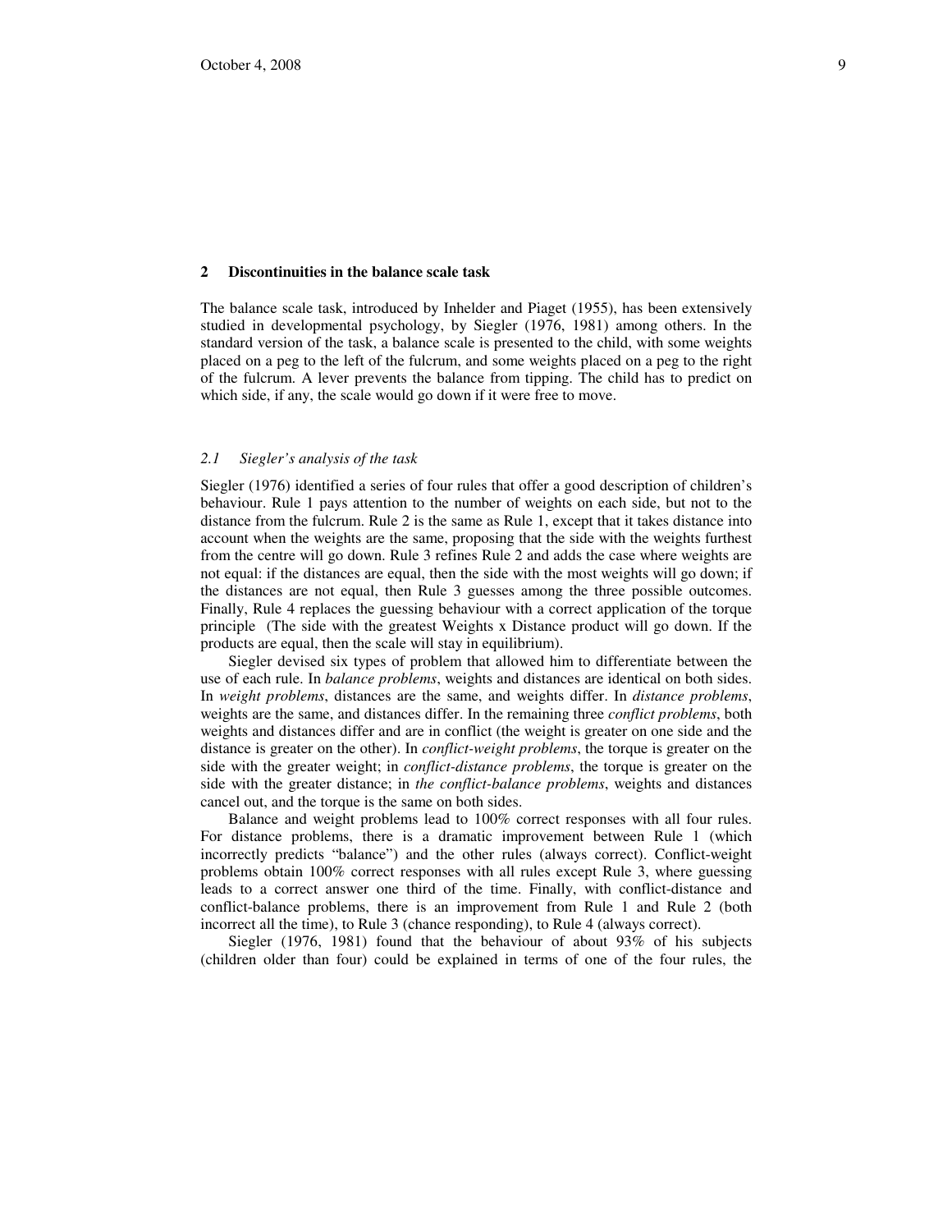## 2 Discontinuities in the balance scale task

The balance scale task, introduced by Inhelder and Piaget (1955), has been extensively studied in developmental psychology, by Siegler (1976, 1981) among others. In the standard version of the task, a balance scale is presented to the child, with some weights placed on a peg to the left of the fulcrum, and some weights placed on a peg to the right of the fulcrum. A lever prevents the balance from tipping. The child has to predict on which side, if any, the scale would go down if it were free to move.

### *2.1 Siegler's analysis of the task*

Siegler (1976) identified a series of four rules that offer a good description of children's behaviour. Rule 1 pays attention to the number of weights on each side, but not to the distance from the fulcrum. Rule 2 is the same as Rule 1, except that it takes distance into account when the weights are the same, proposing that the side with the weights furthest from the centre will go down. Rule 3 refines Rule 2 and adds the case where weights are not equal: if the distances are equal, then the side with the most weights will go down; if the distances are not equal, then Rule 3 guesses among the three possible outcomes. Finally, Rule 4 replaces the guessing behaviour with a correct application of the torque principle (The side with the greatest Weights x Distance product will go down. If the products are equal, then the scale will stay in equilibrium).

Siegler devised six types of problem that allowed him to differentiate between the use of each rule. In *balance problems*, weights and distances are identical on both sides. In *weight problems*, distances are the same, and weights differ. In *distance problems*, weights are the same, and distances differ. In the remaining three *conflict problems*, both weights and distances differ and are in conflict (the weight is greater on one side and the distance is greater on the other). In *conflict-weight problems*, the torque is greater on the side with the greater weight; in *conflict-distance problems*, the torque is greater on the side with the greater distance; in *the conflict-balance problems*, weights and distances cancel out, and the torque is the same on both sides.

Balance and weight problems lead to 100% correct responses with all four rules. For distance problems, there is a dramatic improvement between Rule 1 (which incorrectly predicts "balance") and the other rules (always correct). Conflict-weight problems obtain 100% correct responses with all rules except Rule 3, where guessing leads to a correct answer one third of the time. Finally, with conflict-distance and conflict-balance problems, there is an improvement from Rule 1 and Rule 2 (both incorrect all the time), to Rule 3 (chance responding), to Rule 4 (always correct).

Siegler (1976, 1981) found that the behaviour of about 93% of his subjects (children older than four) could be explained in terms of one of the four rules, the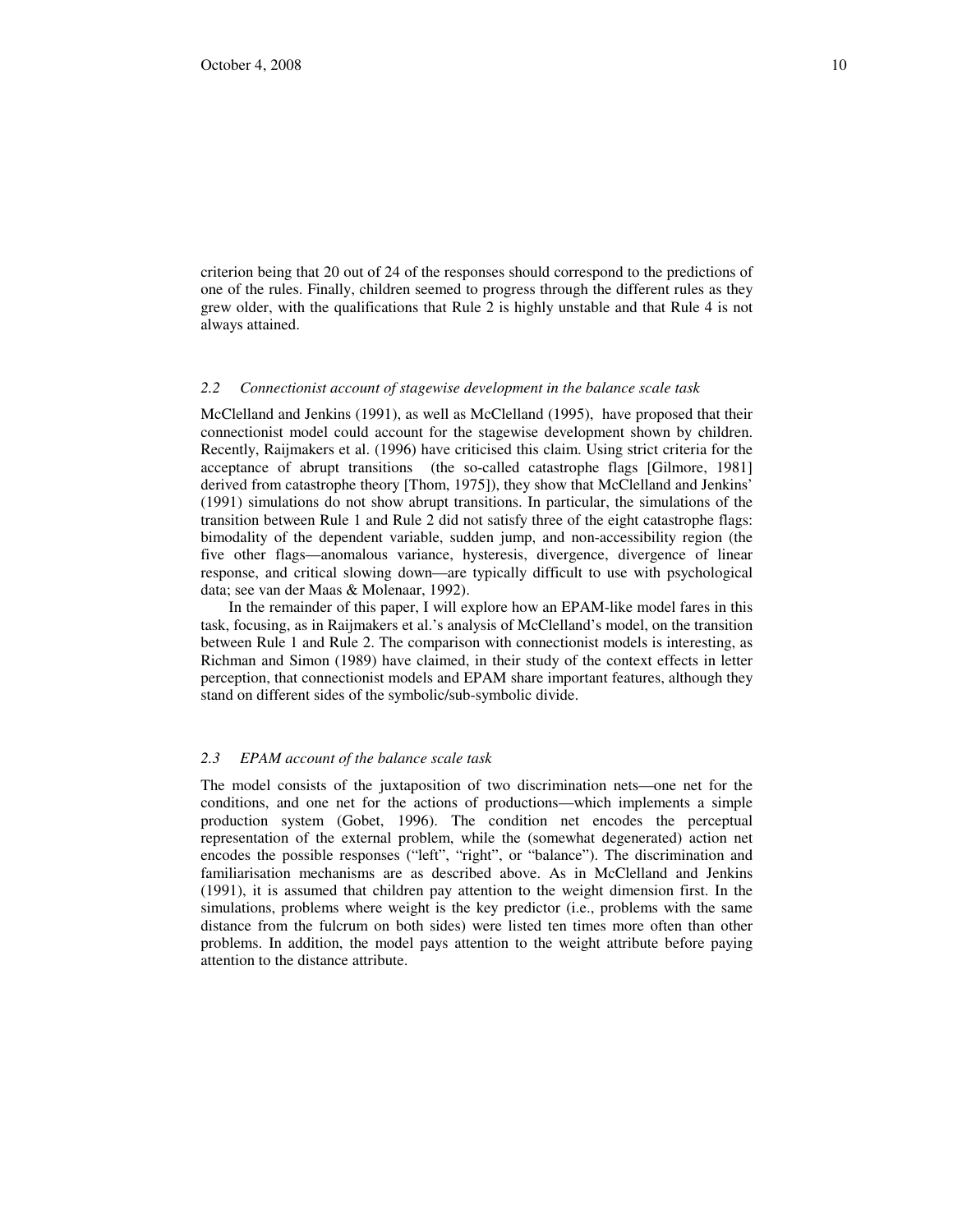criterion being that 20 out of 24 of the responses should correspond to the predictions of one of the rules. Finally, children seemed to progress through the different rules as they grew older, with the qualifications that Rule 2 is highly unstable and that Rule 4 is not always attained.

### *2.2 Connectionist account of stagewise development in the balance scale task*

McClelland and Jenkins (1991), as well as McClelland (1995), have proposed that their connectionist model could account for the stagewise development shown by children. Recently, Raijmakers et al. (1996) have criticised this claim. Using strict criteria for the acceptance of abrupt transitions (the so-called catastrophe flags [Gilmore, 1981] derived from catastrophe theory [Thom, 1975]), they show that McClelland and Jenkins' (1991) simulations do not show abrupt transitions. In particular, the simulations of the transition between Rule 1 and Rule 2 did not satisfy three of the eight catastrophe flags: bimodality of the dependent variable, sudden jump, and non-accessibility region (the five other flags—anomalous variance, hysteresis, divergence, divergence of linear response, and critical slowing down—are typically difficult to use with psychological data; see van der Maas & Molenaar, 1992).

In the remainder of this paper, I will explore how an EPAM-like model fares in this task, focusing, as in Raijmakers et al.'s analysis of McClelland's model, on the transition between Rule 1 and Rule 2. The comparison with connectionist models is interesting, as Richman and Simon (1989) have claimed, in their study of the context effects in letter perception, that connectionist models and EPAM share important features, although they stand on different sides of the symbolic/sub-symbolic divide.

### *2.3 EPAM account of the balance scale task*

The model consists of the juxtaposition of two discrimination nets—one net for the conditions, and one net for the actions of productions—which implements a simple production system (Gobet, 1996). The condition net encodes the perceptual representation of the external problem, while the (somewhat degenerated) action net encodes the possible responses ("left", "right", or "balance"). The discrimination and familiarisation mechanisms are as described above. As in McClelland and Jenkins (1991), it is assumed that children pay attention to the weight dimension first. In the simulations, problems where weight is the key predictor (i.e., problems with the same distance from the fulcrum on both sides) were listed ten times more often than other problems. In addition, the model pays attention to the weight attribute before paying attention to the distance attribute.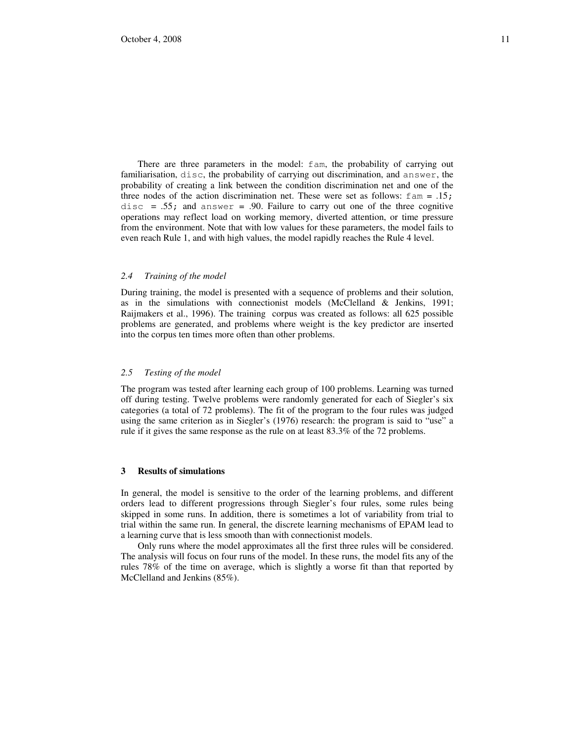There are three parameters in the model: `fam`, the probability of carrying out familiarisation, `disc`, the probability of carrying out discrimination, and `answer`, the probability of creating a link between the condition discrimination net and one of the three nodes of the action discrimination net. These were set as follows: `fam = .15;` `disc = .55;` and `answer = .90`. Failure to carry out one of the three cognitive operations may reflect load on working memory, diverted attention, or time pressure from the environment. Note that with low values for these parameters, the model fails to even reach Rule 1, and with high values, the model rapidly reaches the Rule 4 level.

### *2.4 Training of the model*

During training, the model is presented with a sequence of problems and their solution, as in the simulations with connectionist models (McClelland & Jenkins, 1991; Raijmakers et al., 1996). The training corpus was created as follows: all 625 possible problems are generated, and problems where weight is the key predictor are inserted into the corpus ten times more often than other problems.

### *2.5 Testing of the model*

The program was tested after learning each group of 100 problems. Learning was turned off during testing. Twelve problems were randomly generated for each of Siegler's six categories (a total of 72 problems). The fit of the program to the four rules was judged using the same criterion as in Siegler's (1976) research: the program is said to "use" a rule if it gives the same response as the rule on at least 83.3% of the 72 problems.

## 3 Results of simulations

In general, the model is sensitive to the order of the learning problems, and different orders lead to different progressions through Siegler's four rules, some rules being skipped in some runs. In addition, there is sometimes a lot of variability from trial to trial within the same run. In general, the discrete learning mechanisms of EPAM lead to a learning curve that is less smooth than with connectionist models.

Only runs where the model approximates all the first three rules will be considered. The analysis will focus on four runs of the model. In these runs, the model fits any of the rules 78% of the time on average, which is slightly a worse fit than that reported by McClelland and Jenkins (85%).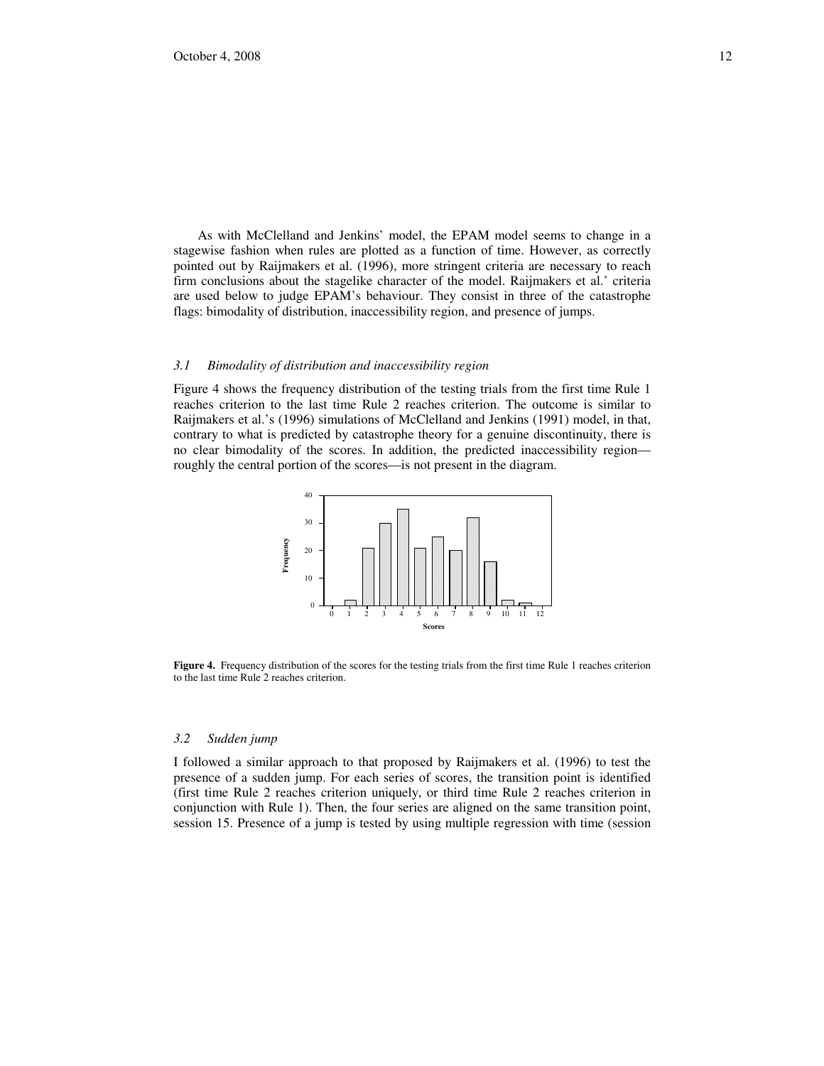As with McClelland and Jenkins' model, the EPAM model seems to change in a stagewise fashion when rules are plotted as a function of time. However, as correctly pointed out by Raijmakers et al. (1996), more stringent criteria are necessary to reach firm conclusions about the stagelike character of the model. Raijmakers et al.' criteria are used below to judge EPAM's behaviour. They consist in three of the catastrophe flags: bimodality of distribution, inaccessibility region, and presence of jumps.

### *3.1 Bimodality of distribution and inaccessibility region*

Figure 4 shows the frequency distribution of the testing trials from the first time Rule 1 reaches criterion to the last time Rule 2 reaches criterion. The outcome is similar to Raijmakers et al.'s (1996) simulations of McClelland and Jenkins (1991) model, in that, contrary to what is predicted by catastrophe theory for a genuine discontinuity, there is no clear bimodality of the scores. In addition, the predicted inaccessibility region—roughly the central portion of the scores—is not present in the diagram.

**Figure 4.** Frequency distribution of the scores for the testing trials from the first time Rule 1 reaches criterion to the last time Rule 2 reaches criterion.

### *3.2 Sudden jump*

I followed a similar approach to that proposed by Raijmakers et al. (1996) to test the presence of a sudden jump. For each series of scores, the transition point is identified (first time Rule 2 reaches criterion uniquely, or third time Rule 2 reaches criterion in conjunction with Rule 1). Then, the four series are aligned on the same transition point, session 15. Presence of a jump is tested by using multiple regression with time (session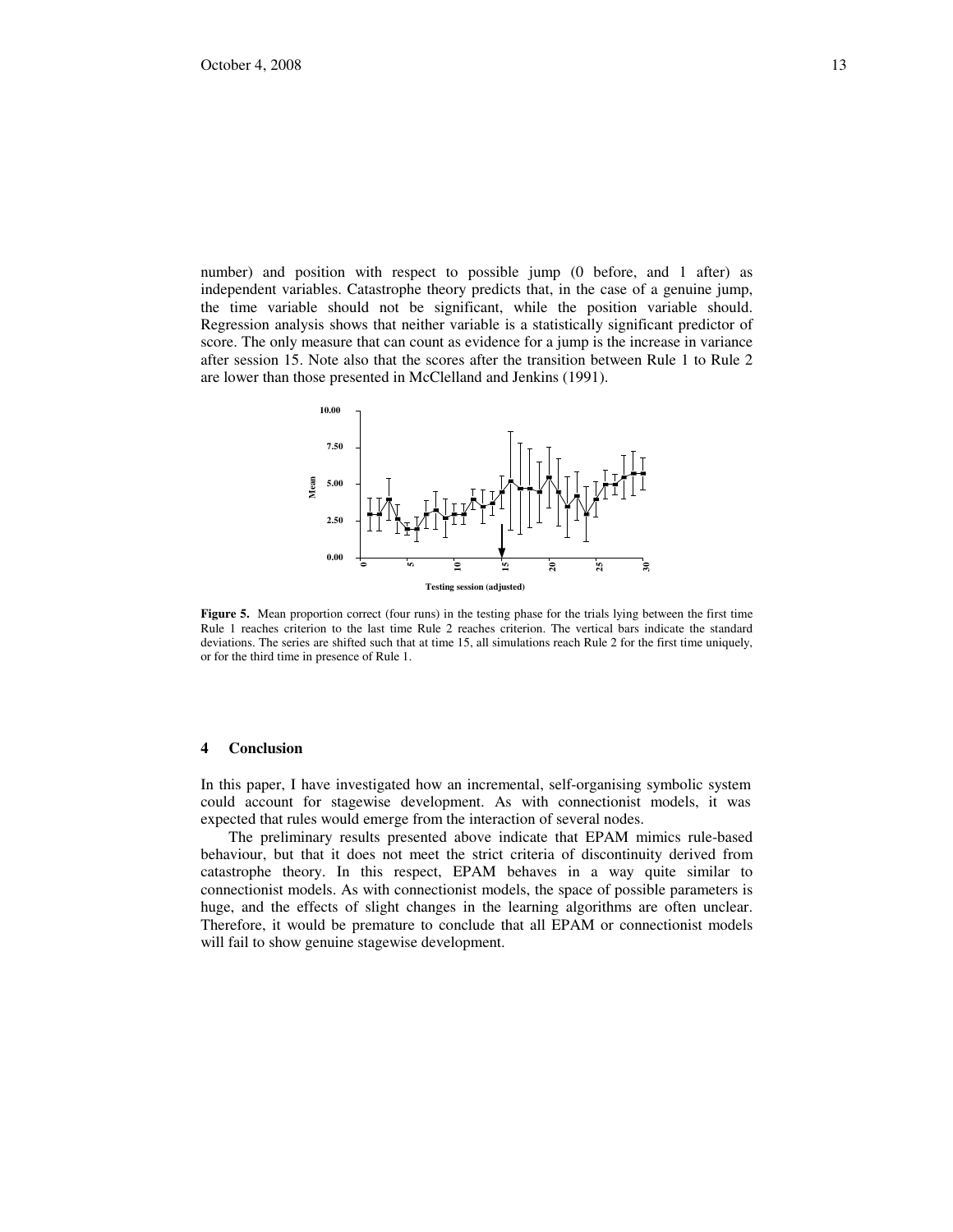number) and position with respect to possible jump (0 before, and 1 after) as independent variables. Catastrophe theory predicts that, in the case of a genuine jump, the time variable should not be significant, while the position variable should. Regression analysis shows that neither variable is a statistically significant predictor of score. The only measure that can count as evidence for a jump is the increase in variance after session 15. Note also that the scores after the transition between Rule 1 to Rule 2 are lower than those presented in McClelland and Jenkins (1991).

**Figure 5.** Mean proportion correct (four runs) in the testing phase for the trials lying between the first time Rule 1 reaches criterion to the last time Rule 2 reaches criterion. The vertical bars indicate the standard deviations. The series are shifted such that at time 15, all simulations reach Rule 2 for the first time uniquely, or for the third time in presence of Rule 1.

## 4 Conclusion

In this paper, I have investigated how an incremental, self-organising symbolic system could account for stagewise development. As with connectionist models, it was expected that rules would emerge from the interaction of several nodes.

The preliminary results presented above indicate that EPAM mimics rule-based behaviour, but that it does not meet the strict criteria of discontinuity derived from catastrophe theory. In this respect, EPAM behaves in a way quite similar to connectionist models. As with connectionist models, the space of possible parameters is huge, and the effects of slight changes in the learning algorithms are often unclear. Therefore, it would be premature to conclude that all EPAM or connectionist models will fail to show genuine stagewise development.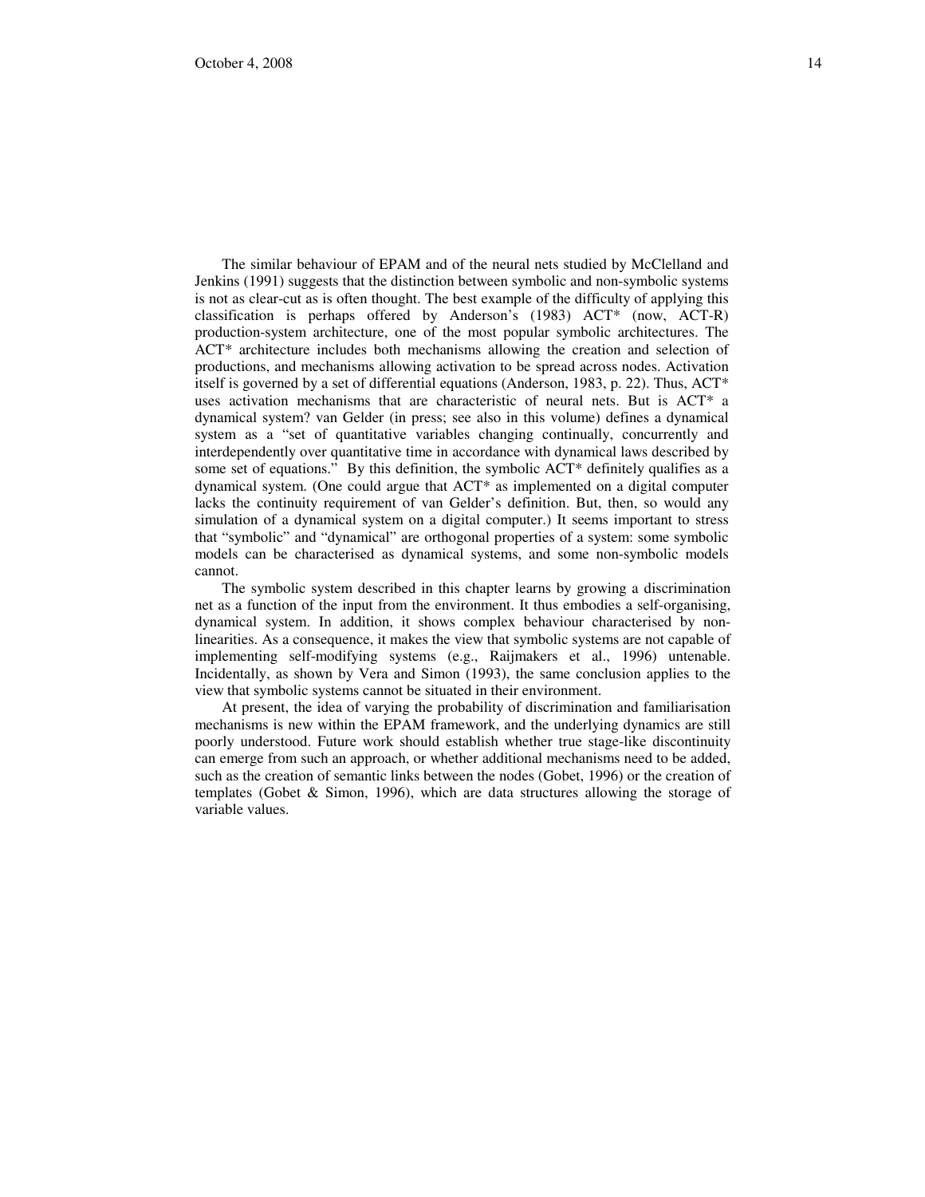The similar behaviour of EPAM and of the neural nets studied by McClelland and Jenkins (1991) suggests that the distinction between symbolic and non-symbolic systems is not as clear-cut as is often thought. The best example of the difficulty of applying this classification is perhaps offered by Anderson's (1983) ACT* (now, ACT-R) production-system architecture, one of the most popular symbolic architectures. The ACT* architecture includes both mechanisms allowing the creation and selection of productions, and mechanisms allowing activation to be spread across nodes. Activation itself is governed by a set of differential equations (Anderson, 1983, p. 22). Thus, ACT* uses activation mechanisms that are characteristic of neural nets. But is ACT* a dynamical system? van Gelder (in press; see also in this volume) defines a dynamical system as a "set of quantitative variables changing continually, concurrently and interdependently over quantitative time in accordance with dynamical laws described by some set of equations." By this definition, the symbolic ACT* definitely qualifies as a dynamical system. (One could argue that ACT* as implemented on a digital computer lacks the continuity requirement of van Gelder's definition. But, then, so would any simulation of a dynamical system on a digital computer.) It seems important to stress that "symbolic" and "dynamical" are orthogonal properties of a system: some symbolic models can be characterised as dynamical systems, and some non-symbolic models cannot.

The symbolic system described in this chapter learns by growing a discrimination net as a function of the input from the environment. It thus embodies a self-organising, dynamical system. In addition, it shows complex behaviour characterised by non-linearities. As a consequence, it makes the view that symbolic systems are not capable of implementing self-modifying systems (e.g., Raijmakers et al., 1996) untenable. Incidentally, as shown by Vera and Simon (1993), the same conclusion applies to the view that symbolic systems cannot be situated in their environment.

At present, the idea of varying the probability of discrimination and familiarisation mechanisms is new within the EPAM framework, and the underlying dynamics are still poorly understood. Future work should establish whether true stage-like discontinuity can emerge from such an approach, or whether additional mechanisms need to be added, such as the creation of semantic links between the nodes (Gobet, 1996) or the creation of templates (Gobet & Simon, 1996), which are data structures allowing the storage of variable values.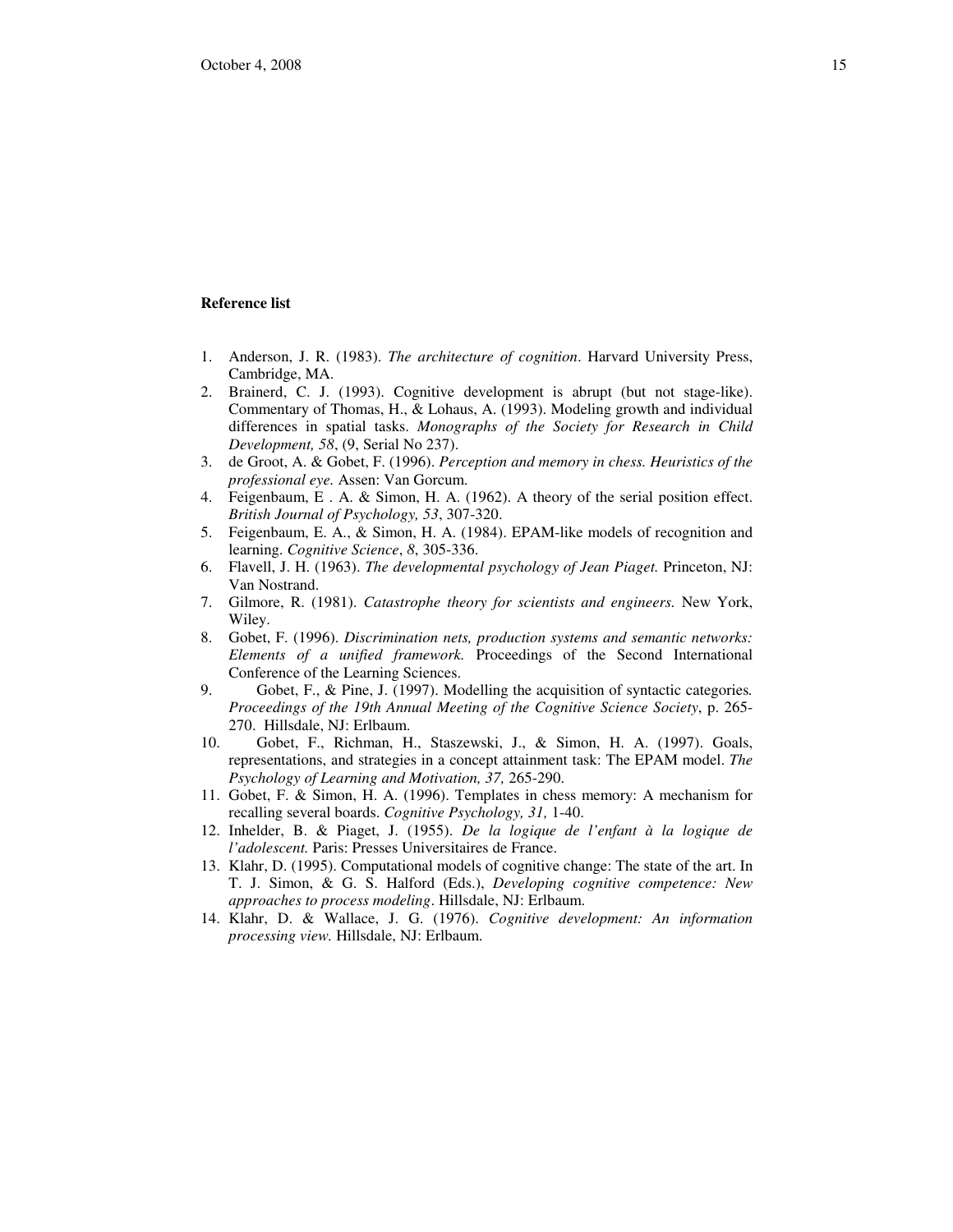**Reference list**

1. Anderson, J. R. (1983). *The architecture of cognition*. Harvard University Press, Cambridge, MA.
2. Brainerd, C. J. (1993). Cognitive development is abrupt (but not stage-like). Commentary of Thomas, H., & Lohaus, A. (1993). Modeling growth and individual differences in spatial tasks. *Monographs of the Society for Research in Child Development, 58*, (9, Serial No 237).
3. de Groot, A. & Gobet, F. (1996). *Perception and memory in chess. Heuristics of the professional eye.* Assen: Van Gorcum.
4. Feigenbaum, E . A. & Simon, H. A. (1962). A theory of the serial position effect. *British Journal of Psychology, 53*, 307-320.
5. Feigenbaum, E. A., & Simon, H. A. (1984). EPAM-like models of recognition and learning. *Cognitive Science*, *8*, 305-336.
6. Flavell, J. H. (1963). *The developmental psychology of Jean Piaget.* Princeton, NJ: Van Nostrand.
7. Gilmore, R. (1981). *Catastrophe theory for scientists and engineers.* New York, Wiley.
8. Gobet, F. (1996). *Discrimination nets, production systems and semantic networks: Elements of a unified framework.* Proceedings of the Second International Conference of the Learning Sciences.
9. Gobet, F., & Pine, J. (1997). Modelling the acquisition of syntactic categories*. Proceedings of the 19th Annual Meeting of the Cognitive Science Society*, p. 265-270. Hillsdale, NJ: Erlbaum.
10. Gobet, F., Richman, H., Staszewski, J., & Simon, H. A. (1997). Goals, representations, and strategies in a concept attainment task: The EPAM model. *The Psychology of Learning and Motivation, 37,* 265-290.
11. Gobet, F. & Simon, H. A. (1996). Templates in chess memory: A mechanism for recalling several boards. *Cognitive Psychology, 31,* 1-40.
12. Inhelder, B. & Piaget, J. (1955). *De la logique de l'enfant à la logique de l'adolescent.* Paris: Presses Universitaires de France.
13. Klahr, D. (1995). Computational models of cognitive change: The state of the art. In T. J. Simon, & G. S. Halford (Eds.), *Developing cognitive competence: New approaches to process modeling*. Hillsdale, NJ: Erlbaum.
14. Klahr, D. & Wallace, J. G. (1976). *Cognitive development: An information processing view.* Hillsdale, NJ: Erlbaum.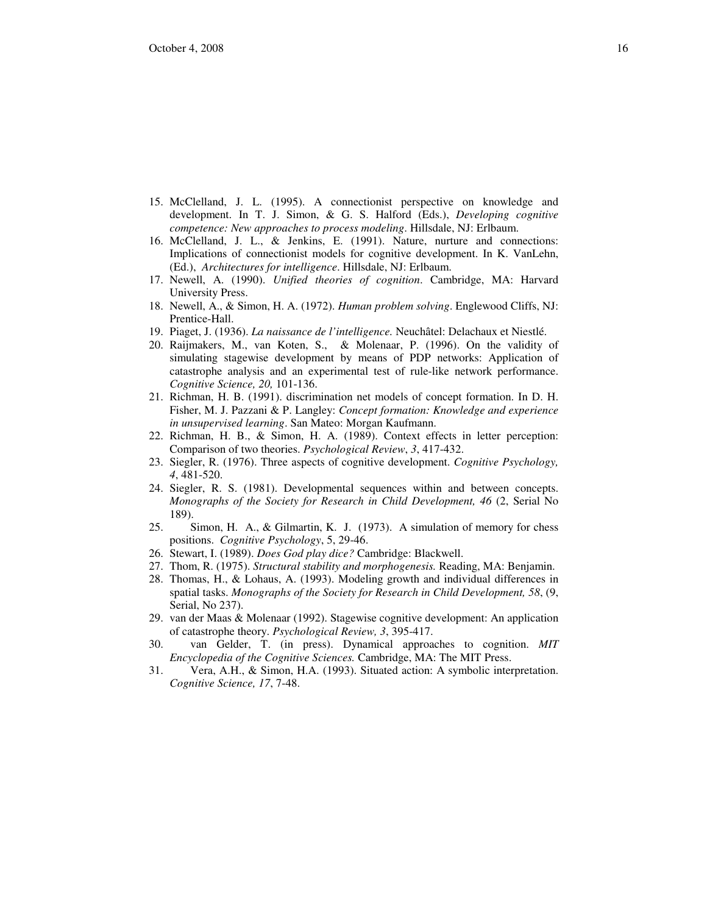15. McClelland, J. L. (1995). A connectionist perspective on knowledge and development. In T. J. Simon, & G. S. Halford (Eds.), *Developing cognitive competence: New approaches to process modeling*. Hillsdale, NJ: Erlbaum.
16. McClelland, J. L., & Jenkins, E. (1991). Nature, nurture and connections: Implications of connectionist models for cognitive development. In K. VanLehn, (Ed.), *Architectures for intelligence*. Hillsdale, NJ: Erlbaum.
17. Newell, A. (1990). *Unified theories of cognition*. Cambridge, MA: Harvard University Press.
18. Newell, A., & Simon, H. A. (1972). *Human problem solving*. Englewood Cliffs, NJ: Prentice-Hall.
19. Piaget, J. (1936). *La naissance de l'intelligence.* Neuchâtel: Delachaux et Niestlé.
20. Raijmakers, M., van Koten, S., & Molenaar, P. (1996). On the validity of simulating stagewise development by means of PDP networks: Application of catastrophe analysis and an experimental test of rule-like network performance. *Cognitive Science, 20,* 101-136.
21. Richman, H. B. (1991). discrimination net models of concept formation. In D. H. Fisher, M. J. Pazzani & P. Langley: *Concept formation: Knowledge and experience in unsupervised learning*. San Mateo: Morgan Kaufmann.
22. Richman, H. B., & Simon, H. A. (1989). Context effects in letter perception: Comparison of two theories. *Psychological Review*, *3*, 417-432.
23. Siegler, R. (1976). Three aspects of cognitive development. *Cognitive Psychology, 4*, 481-520.
24. Siegler, R. S. (1981). Developmental sequences within and between concepts. *Monographs of the Society for Research in Child Development, 46* (2, Serial No 189).
25. Simon, H. A., & Gilmartin, K. J. (1973). A simulation of memory for chess positions. *Cognitive Psychology*, 5, 29-46.
26. Stewart, I. (1989). *Does God play dice?* Cambridge: Blackwell.
27. Thom, R. (1975). *Structural stability and morphogenesis.* Reading, MA: Benjamin.
28. Thomas, H., & Lohaus, A. (1993). Modeling growth and individual differences in spatial tasks. *Monographs of the Society for Research in Child Development, 58*, (9, Serial, No 237).
29. van der Maas & Molenaar (1992). Stagewise cognitive development: An application of catastrophe theory. *Psychological Review, 3*, 395-417.
30. van Gelder, T. (in press). Dynamical approaches to cognition. *MIT Encyclopedia of the Cognitive Sciences.* Cambridge, MA: The MIT Press.
31. Vera, A.H., & Simon, H.A. (1993). Situated action: A symbolic interpretation. *Cognitive Science, 17*, 7-48.